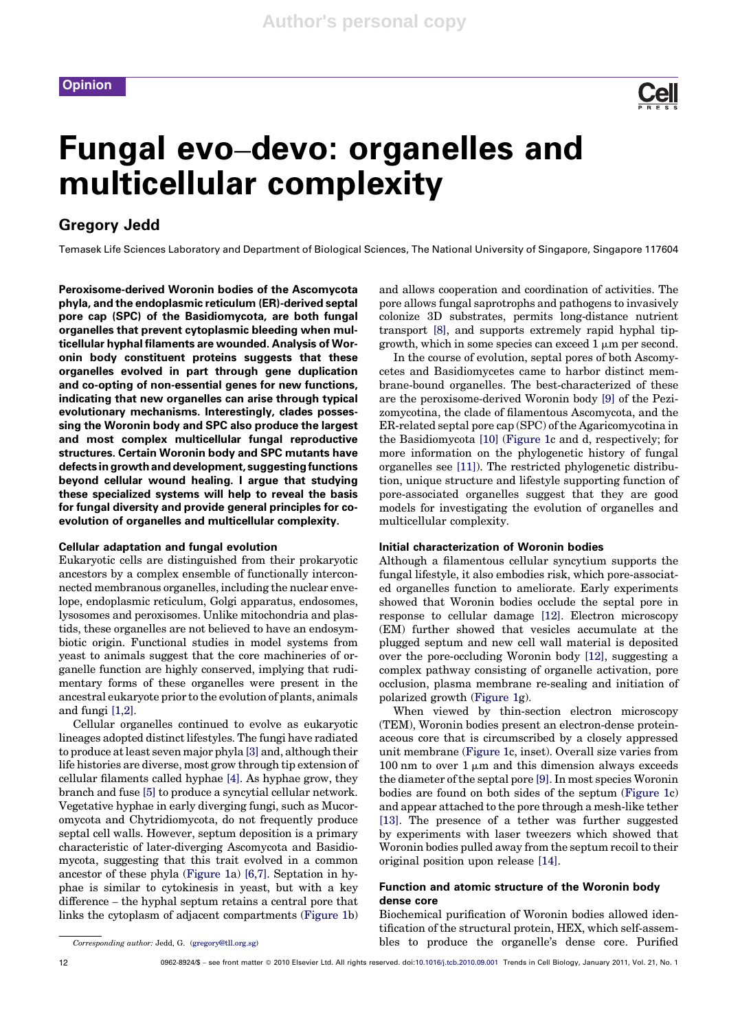Opinion

# Fungal evo–devo: organelles and multicellular complexity

## Gregory Jedd

Temasek Life Sciences Laboratory and Department of Biological Sciences, The National University of Singapore, Singapore 117604

**Peroxisome-derived Woronin bodies of the Ascomycota phyla, and the endoplasmic reticulum (ER)-derived septal pore cap (SPC) of the Basidiomycota, are both fungal organelles that prevent cytoplasmic bleeding when multicellular hyphal filaments are wounded. Analysis of Woronin body constituent proteins suggests that these organelles evolved in part through gene duplication and co-opting of non-essential genes for new functions, indicating that new organelles can arise through typical evolutionary mechanisms. Interestingly, clades possessing the Woronin body and SPC also produce the largest and most complex multicellular fungal reproductive structures. Certain Woronin body and SPC mutants have defects in growth and development, suggesting functions beyond cellular wound healing. I argue that studying these specialized systems will help to reveal the basis for fungal diversity and provide general principles for co-evolution of organelles and multicellular complexity.**

### Cellular adaptation and fungal evolution

Eukaryotic cells are distinguished from their prokaryotic ancestors by a complex ensemble of functionally interconnected membranous organelles, including the nuclear envelope, endoplasmic reticulum, Golgi apparatus, endosomes, lysosomes and peroxisomes. Unlike mitochondria and plastids, these organelles are not believed to have an endosymbiotic origin. Functional studies in model systems from yeast to animals suggest that the core machineries of organelle function are highly conserved, implying that rudimentary forms of these organelles were present in the ancestral eukaryote prior to the evolution of plants, animals and fungi [1,2].

Cellular organelles continued to evolve as eukaryotic lineages adopted distinct lifestyles. The fungi have radiated to produce at least seven major phyla [3] and, although their life histories are diverse, most grow through tip extension of cellular filaments called hyphae [4]. As hyphae grow, they branch and fuse [5] to produce a syncytial cellular network. Vegetative hyphae in early diverging fungi, such as Mucoromycota and Chytridiomycota, do not frequently produce septal cell walls. However, septum deposition is a primary characteristic of later-diverging Ascomycota and Basidiomycota, suggesting that this trait evolved in a common ancestor of these phyla (Figure 1a) [6,7]. Septation in hyphae is similar to cytokinesis in yeast, but with a key difference – the hyphal septum retains a central pore that links the cytoplasm of adjacent compartments (Figure 1b) and allows cooperation and coordination of activities. The pore allows fungal saprotrophs and pathogens to invasively colonize 3D substrates, permits long-distance nutrient transport [8], and supports extremely rapid hyphal tip-growth, which in some species can exceed 1 μm per second.

In the course of evolution, septal pores of both Ascomycetes and Basidiomycetes came to harbor distinct membrane-bound organelles. The best-characterized of these are the peroxisome-derived Woronin body [9] of the Pezizomycotina, the clade of filamentous Ascomycota, and the ER-related septal pore cap (SPC) of the Agaricomycotina in the Basidiomycota [10] (Figure 1c and d, respectively; for more information on the phylogenetic history of fungal organelles see [11]). The restricted phylogenetic distribution, unique structure and lifestyle supporting function of pore-associated organelles suggest that they are good models for investigating the evolution of organelles and multicellular complexity.

### Initial characterization of Woronin bodies

Although a filamentous cellular syncytium supports the fungal lifestyle, it also embodies risk, which pore-associated organelles function to ameliorate. Early experiments showed that Woronin bodies occlude the septal pore in response to cellular damage [12]. Electron microscopy (EM) further showed that vesicles accumulate at the plugged septum and new cell wall material is deposited over the pore-occluding Woronin body [12], suggesting a complex pathway consisting of organelle activation, pore occlusion, plasma membrane re-sealing and initiation of polarized growth (Figure 1g).

When viewed by thin-section electron microscopy (TEM), Woronin bodies present an electron-dense proteinaceous core that is circumscribed by a closely appressed unit membrane (Figure 1c, inset). Overall size varies from 100 nm to over 1 μm and this dimension always exceeds the diameter of the septal pore [9]. In most species Woronin bodies are found on both sides of the septum (Figure 1c) and appear attached to the pore through a mesh-like tether [13]. The presence of a tether was further suggested by experiments with laser tweezers which showed that Woronin bodies pulled away from the septum recoil to their original position upon release [14].

### Function and atomic structure of the Woronin body dense core

Biochemical purification of Woronin bodies allowed identification of the structural protein, HEX, which self-assembles to produce the organelle's dense core. Purified

*Corresponding author:* Jedd, G. (gregory@tll.org.sg)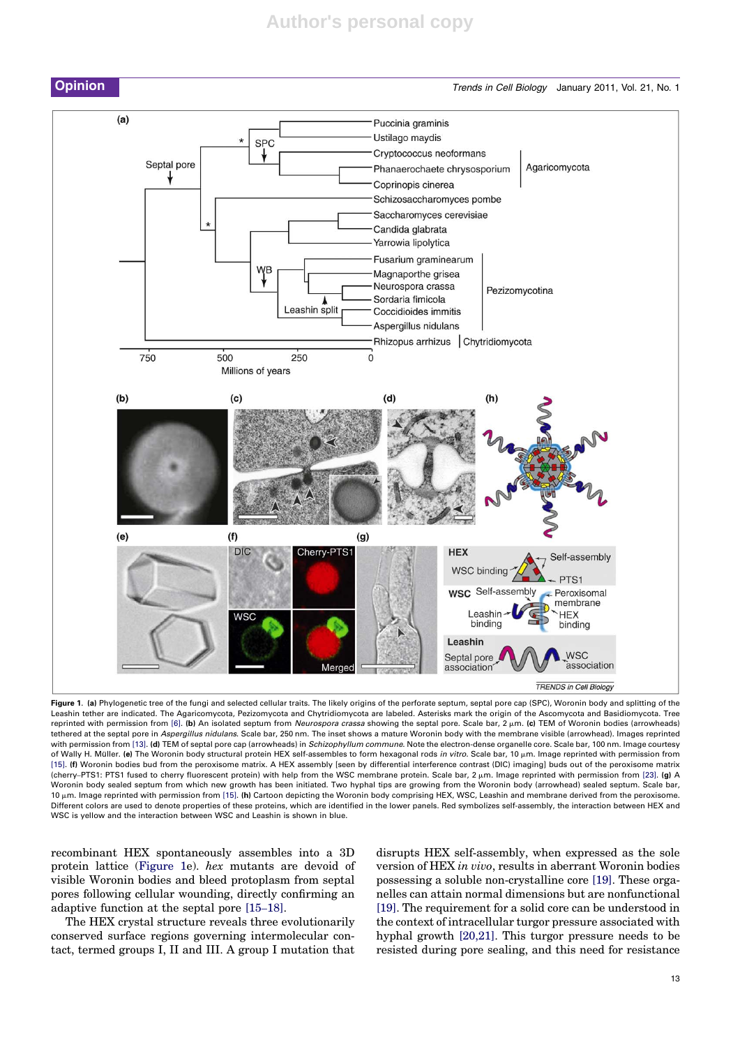**Figure 1.** **(a)** Phylogenetic tree of the fungi and selected cellular traits. The likely origins of the perforate septum, septal pore cap (SPC), Woronin body and splitting of the Leashin tether are indicated. The Agaricomycota, Pezizomycota and Chytridiomycota are labeled. Asterisks mark the origin of the Ascomycota and Basidiomycota. Tree reprinted with permission from [6]. **(b)** An isolated septum from *Neurospora crassa* showing the septal pore. Scale bar, 2 μm. **(c)** TEM of Woronin bodies (arrowheads) tethered at the septal pore in *Aspergillus nidulans*. Scale bar, 250 nm. The inset shows a mature Woronin body with the membrane visible (arrowhead). Images reprinted with permission from [13]. **(d)** TEM of septal pore cap (arrowheads) in *Schizophyllum commune*. Note the electron-dense organelle core. Scale bar, 100 nm. Image courtesy of Wally H. Müller. **(e)** The Woronin body structural protein HEX self-assembles to form hexagonal rods *in vitro*. Scale bar, 10 μm. Image reprinted with permission from [15]. **(f)** Woronin bodies bud from the peroxisome matrix. A HEX assembly [seen by differential interference contrast (DIC) imaging] buds out of the peroxisome matrix (cherry–PTS1: PTS1 fused to cherry fluorescent protein) with help from the WSC membrane protein. Scale bar, 2 μm. Image reprinted with permission from [23]. **(g)** A Woronin body sealed septum from which new growth has been initiated. Two hyphal tips are growing from the Woronin body (arrowhead) sealed septum. Scale bar, 10 μm. Image reprinted with permission from [15]. **(h)** Cartoon depicting the Woronin body comprising HEX, WSC, Leashin and membrane derived from the peroxisome. Different colors are used to denote properties of these proteins, which are identified in the lower panels. Red symbolizes self-assembly, the interaction between HEX and WSC is yellow and the interaction between WSC and Leashin is shown in blue.

recombinant HEX spontaneously assembles into a 3D protein lattice (Figure 1e). *hex* mutants are devoid of visible Woronin bodies and bleed protoplasm from septal pores following cellular wounding, directly confirming an adaptive function at the septal pore [15–18].

The HEX crystal structure reveals three evolutionarily conserved surface regions governing intermolecular contact, termed groups I, II and III. A group I mutation that disrupts HEX self-assembly, when expressed as the sole version of HEX *in vivo*, results in aberrant Woronin bodies possessing a soluble non-crystalline core [19]. These organelles can attain normal dimensions but are nonfunctional [19]. The requirement for a solid core can be understood in the context of intracellular turgor pressure associated with hyphal growth [20,21]. This turgor pressure needs to be resisted during pore sealing, and this need for resistance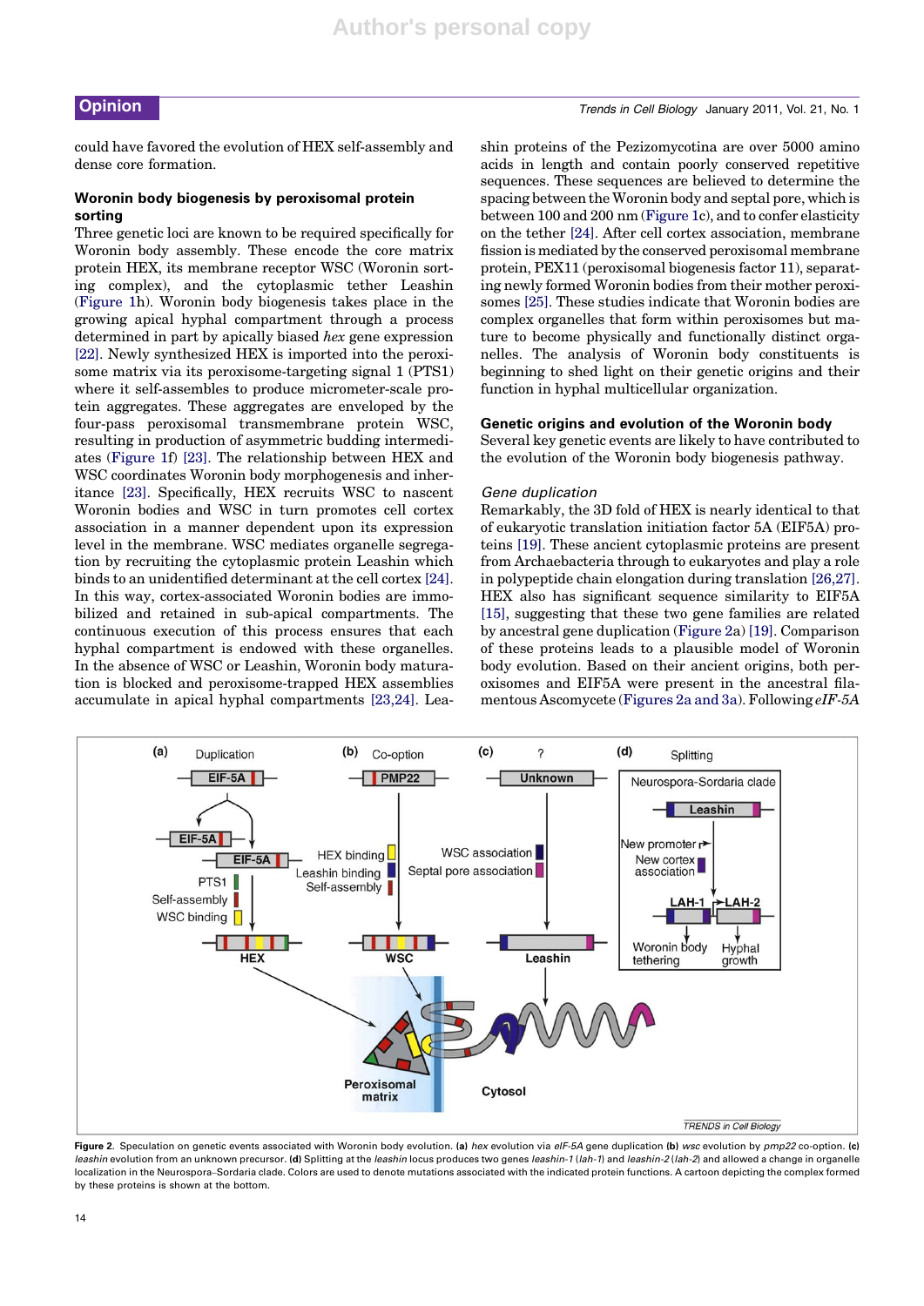could have favored the evolution of HEX self-assembly and dense core formation.

## Woronin body biogenesis by peroxisomal protein sorting

Three genetic loci are known to be required specifically for Woronin body assembly. These encode the core matrix protein HEX, its membrane receptor WSC (Woronin sorting complex), and the cytoplasmic tether Leashin (Figure 1h). Woronin body biogenesis takes place in the growing apical hyphal compartment through a process determined in part by apically biased *hex* gene expression [22]. Newly synthesized HEX is imported into the peroxisome matrix via its peroxisome-targeting signal 1 (PTS1) where it self-assembles to produce micrometer-scale protein aggregates. These aggregates are enveloped by the four-pass peroxisomal transmembrane protein WSC, resulting in production of asymmetric budding intermediates (Figure 1f) [23]. The relationship between HEX and WSC coordinates Woronin body morphogenesis and inheritance [23]. Specifically, HEX recruits WSC to nascent Woronin bodies and WSC in turn promotes cell cortex association in a manner dependent upon its expression level in the membrane. WSC mediates organelle segregation by recruiting the cytoplasmic protein Leashin which binds to an unidentified determinant at the cell cortex [24]. In this way, cortex-associated Woronin bodies are immobilized and retained in sub-apical compartments. The continuous execution of this process ensures that each hyphal compartment is endowed with these organelles. In the absence of WSC or Leashin, Woronin body maturation is blocked and peroxisome-trapped HEX assemblies accumulate in apical hyphal compartments [23,24]. Leashin proteins of the Pezizomycotina are over 5000 amino acids in length and contain poorly conserved repetitive sequences. These sequences are believed to determine the spacing between the Woronin body and septal pore, which is between 100 and 200 nm (Figure 1c), and to confer elasticity on the tether [24]. After cell cortex association, membrane fission is mediated by the conserved peroxisomal membrane protein, PEX11 (peroxisomal biogenesis factor 11), separating newly formed Woronin bodies from their mother peroxisomes [25]. These studies indicate that Woronin bodies are complex organelles that form within peroxisomes but mature to become physically and functionally distinct organelles. The analysis of Woronin body constituents is beginning to shed light on their genetic origins and their function in hyphal multicellular organization.

## Genetic origins and evolution of the Woronin body

Several key genetic events are likely to have contributed to the evolution of the Woronin body biogenesis pathway.

### *Gene duplication*

Remarkably, the 3D fold of HEX is nearly identical to that of eukaryotic translation initiation factor 5A (EIF5A) proteins [19]. These ancient cytoplasmic proteins are present from Archaebacteria through to eukaryotes and play a role in polypeptide chain elongation during translation [26,27]. HEX also has significant sequence similarity to EIF5A [15], suggesting that these two gene families are related by ancestral gene duplication (Figure 2a) [19]. Comparison of these proteins leads to a plausible model of Woronin body evolution. Based on their ancient origins, both peroxisomes and EIF5A were present in the ancestral filamentous Ascomycete (Figures 2a and 3a). Following *eIF-5A*

Figure 2. Speculation on genetic events associated with Woronin body evolution. **(a)** *hex* evolution via *eIF-5A* gene duplication **(b)** *wsc* evolution by *pmp22* co-option. **(c)** *leashin* evolution from an unknown precursor. **(d)** Splitting at the *leashin* locus produces two genes *leashin-1* (*lah-1*) and *leashin-2* (*lah-2*) and allowed a change in organelle localization in the Neurospora–Sordaria clade. Colors are used to denote mutations associated with the indicated protein functions. A cartoon depicting the complex formed by these proteins is shown at the bottom.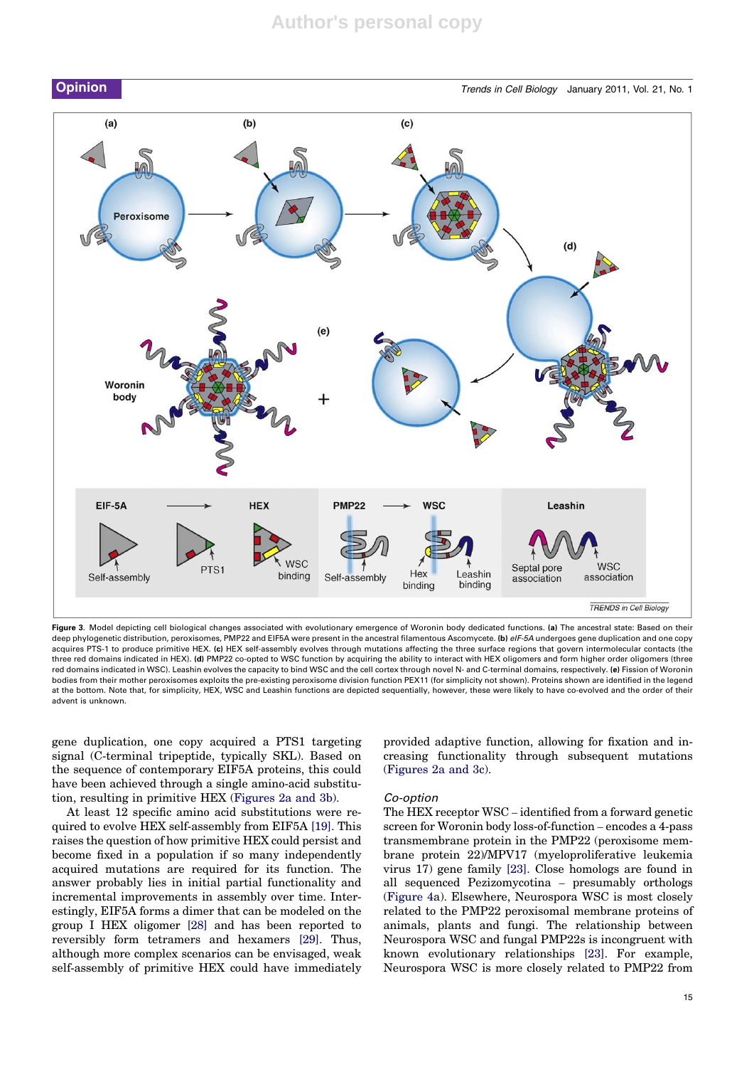Figure 3. Model depicting cell biological changes associated with evolutionary emergence of Woronin body dedicated functions. **(a)** The ancestral state: Based on their deep phylogenetic distribution, peroxisomes, PMP22 and EIF5A were present in the ancestral filamentous Ascomycete. **(b)** *eIF-5A* undergoes gene duplication and one copy acquires PTS-1 to produce primitive HEX. **(c)** HEX self-assembly evolves through mutations affecting the three surface regions that govern intermolecular contacts (the three red domains indicated in HEX). **(d)** PMP22 co-opted to WSC function by acquiring the ability to interact with HEX oligomers and form higher order oligomers (three red domains indicated in WSC). Leashin evolves the capacity to bind WSC and the cell cortex through novel N- and C-terminal domains, respectively. **(e)** Fission of Woronin bodies from their mother peroxisomes exploits the pre-existing peroxisome division function PEX11 (for simplicity not shown). Proteins shown are identified in the legend at the bottom. Note that, for simplicity, HEX, WSC and Leashin functions are depicted sequentially, however, these were likely to have co-evolved and the order of their advent is unknown.

gene duplication, one copy acquired a PTS1 targeting signal (C-terminal tripeptide, typically SKL). Based on the sequence of contemporary EIF5A proteins, this could have been achieved through a single amino-acid substitution, resulting in primitive HEX (Figures 2a and 3b).

At least 12 specific amino acid substitutions were required to evolve HEX self-assembly from EIF5A [19]. This raises the question of how primitive HEX could persist and become fixed in a population if so many independently acquired mutations are required for its function. The answer probably lies in initial partial functionality and incremental improvements in assembly over time. Interestingly, EIF5A forms a dimer that can be modeled on the group I HEX oligomer [28] and has been reported to reversibly form tetramers and hexamers [29]. Thus, although more complex scenarios can be envisaged, weak self-assembly of primitive HEX could have immediately provided adaptive function, allowing for fixation and increasing functionality through subsequent mutations (Figures 2a and 3c).

### Co-option

The HEX receptor WSC – identified from a forward genetic screen for Woronin body loss-of-function – encodes a 4-pass transmembrane protein in the PMP22 (peroxisome membrane protein 22)/MPV17 (myeloproliferative leukemia virus 17) gene family [23]. Close homologs are found in all sequenced Pezizomycotina – presumably orthologs (Figure 4a). Elsewhere, Neurospora WSC is most closely related to the PMP22 peroxisomal membrane proteins of animals, plants and fungi. The relationship between Neurospora WSC and fungal PMP22s is incongruent with known evolutionary relationships [23]. For example, Neurospora WSC is more closely related to PMP22 from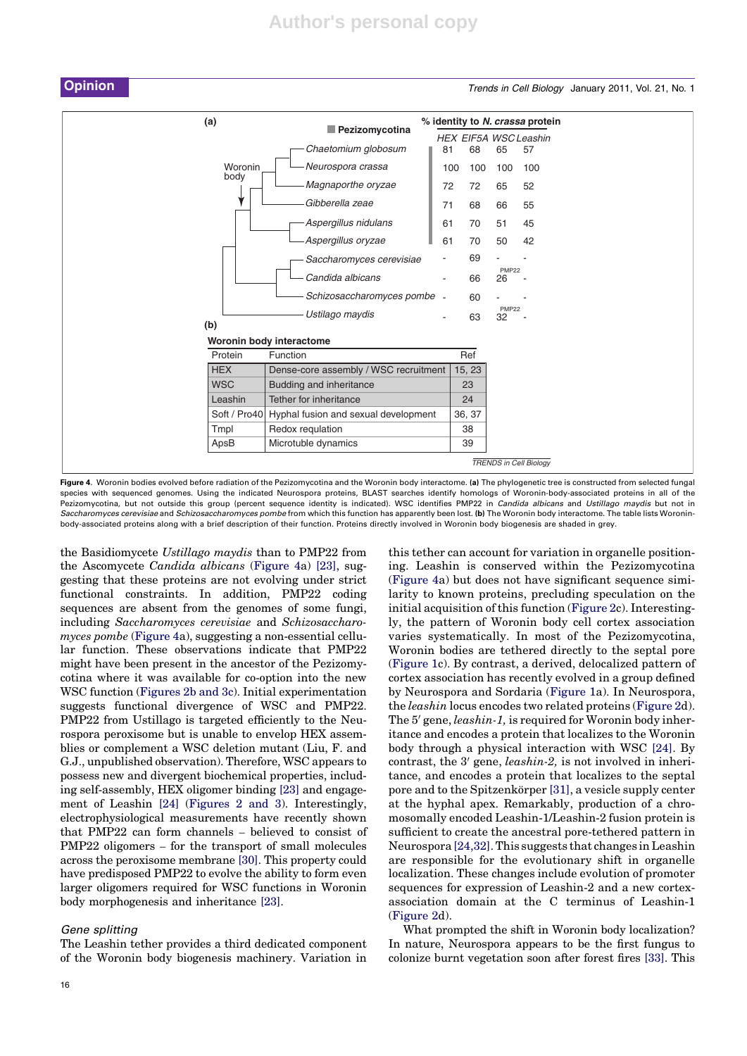**(a)**

| Pezizomycotina species | HEX | EIF5A | WSC | Leashin |
|---|---|---|---|---|
| *Chaetomium globosum* | 81 | 68 | 65 | 57 |
| *Neurospora crassa* | 100 | 100 | 100 | 100 |
| *Magnaporthe oryzae* | 72 | 72 | 65 | 52 |
| *Gibberella zeae* | 71 | 68 | 66 | 55 |
| *Aspergillus nidulans* | 61 | 70 | 51 | 45 |
| *Aspergillus oryzae* | 61 | 70 | 50 | 42 |
| *Saccharomyces cerevisiae* | - | 69 | - | - |
| *Candida albicans* | - | 66 | PMP22 26 | - |
| *Schizosaccharomyces pombe* | - | 60 | - | - |
| *Ustilago maydis* | - | 63 | PMP22 32 | - |

(% identity to *N. crassa* protein; Woronin body arrow marks the Pezizomycotina branch)

**(b)** Woronin body interactome

| Protein | Function | Ref |
|---|---|---|
| HEX | Dense-core assembly / WSC recruitment | 15, 23 |
| WSC | Budding and inheritance | 23 |
| Leashin | Tether for inheritance | 24 |
| Soft / Pro40 | Hyphal fusion and sexual development | 36, 37 |
| Tmpl | Redox requlation | 38 |
| ApsB | Microtubule dynamics | 39 |

**Figure 4.** Woronin bodies evolved before radiation of the Pezizomycotina and the Woronin body interactome. **(a)** The phylogenetic tree is constructed from selected fungal species with sequenced genomes. Using the indicated Neurospora proteins, BLAST searches identify homologs of Woronin-body-associated proteins in all of the Pezizomycotina, but not outside this group (percent sequence identity is indicated). WSC identifies PMP22 in *Candida albicans* and *Ustillago maydis* but not in *Saccharomyces cerevisiae* and *Schizosaccharomyces pombe* from which this function has apparently been lost. **(b)** The Woronin body interactome. The table lists Woronin-body-associated proteins along with a brief description of their function. Proteins directly involved in Woronin body biogenesis are shaded in grey.

the Basidiomycete *Ustillago maydis* than to PMP22 from the Ascomycete *Candida albicans* (Figure 4a) [23], suggesting that these proteins are not evolving under strict functional constraints. In addition, PMP22 coding sequences are absent from the genomes of some fungi, including *Saccharomyces cerevisiae* and *Schizosaccharomyces pombe* (Figure 4a), suggesting a non-essential cellular function. These observations indicate that PMP22 might have been present in the ancestor of the Pezizomycotina where it was available for co-option into the new WSC function (Figures 2b and 3c). Initial experimentation suggests functional divergence of WSC and PMP22. PMP22 from Ustillago is targeted efficiently to the Neurospora peroxisome but is unable to envelop HEX assemblies or complement a WSC deletion mutant (Liu, F. and G.J., unpublished observation). Therefore, WSC appears to possess new and divergent biochemical properties, including self-assembly, HEX oligomer binding [23] and engagement of Leashin [24] (Figures 2 and 3). Interestingly, electrophysiological measurements have recently shown that PMP22 can form channels – believed to consist of PMP22 oligomers – for the transport of small molecules across the peroxisome membrane [30]. This property could have predisposed PMP22 to evolve the ability to form even larger oligomers required for WSC functions in Woronin body morphogenesis and inheritance [23].

### Gene splitting

The Leashin tether provides a third dedicated component of the Woronin body biogenesis machinery. Variation in this tether can account for variation in organelle positioning. Leashin is conserved within the Pezizomycotina (Figure 4a) but does not have significant sequence similarity to known proteins, precluding speculation on the initial acquisition of this function (Figure 2c). Interestingly, the pattern of Woronin body cell cortex association varies systematically. In most of the Pezizomycotina, Woronin bodies are tethered directly to the septal pore (Figure 1c). By contrast, a derived, delocalized pattern of cortex association has recently evolved in a group defined by Neurospora and Sordaria (Figure 1a). In Neurospora, the *leashin* locus encodes two related proteins (Figure 2d). The 5′ gene, *leashin-1,* is required for Woronin body inheritance and encodes a protein that localizes to the Woronin body through a physical interaction with WSC [24]. By contrast, the 3′ gene, *leashin-2,* is not involved in inheritance, and encodes a protein that localizes to the septal pore and to the Spitzenkörper [31], a vesicle supply center at the hyphal apex. Remarkably, production of a chromosomally encoded Leashin-1/Leashin-2 fusion protein is sufficient to create the ancestral pore-tethered pattern in Neurospora [24,32]. This suggests that changes in Leashin are responsible for the evolutionary shift in organelle localization. These changes include evolution of promoter sequences for expression of Leashin-2 and a new cortex-association domain at the C terminus of Leashin-1 (Figure 2d).

What prompted the shift in Woronin body localization? In nature, Neurospora appears to be the first fungus to colonize burnt vegetation soon after forest fires [33]. This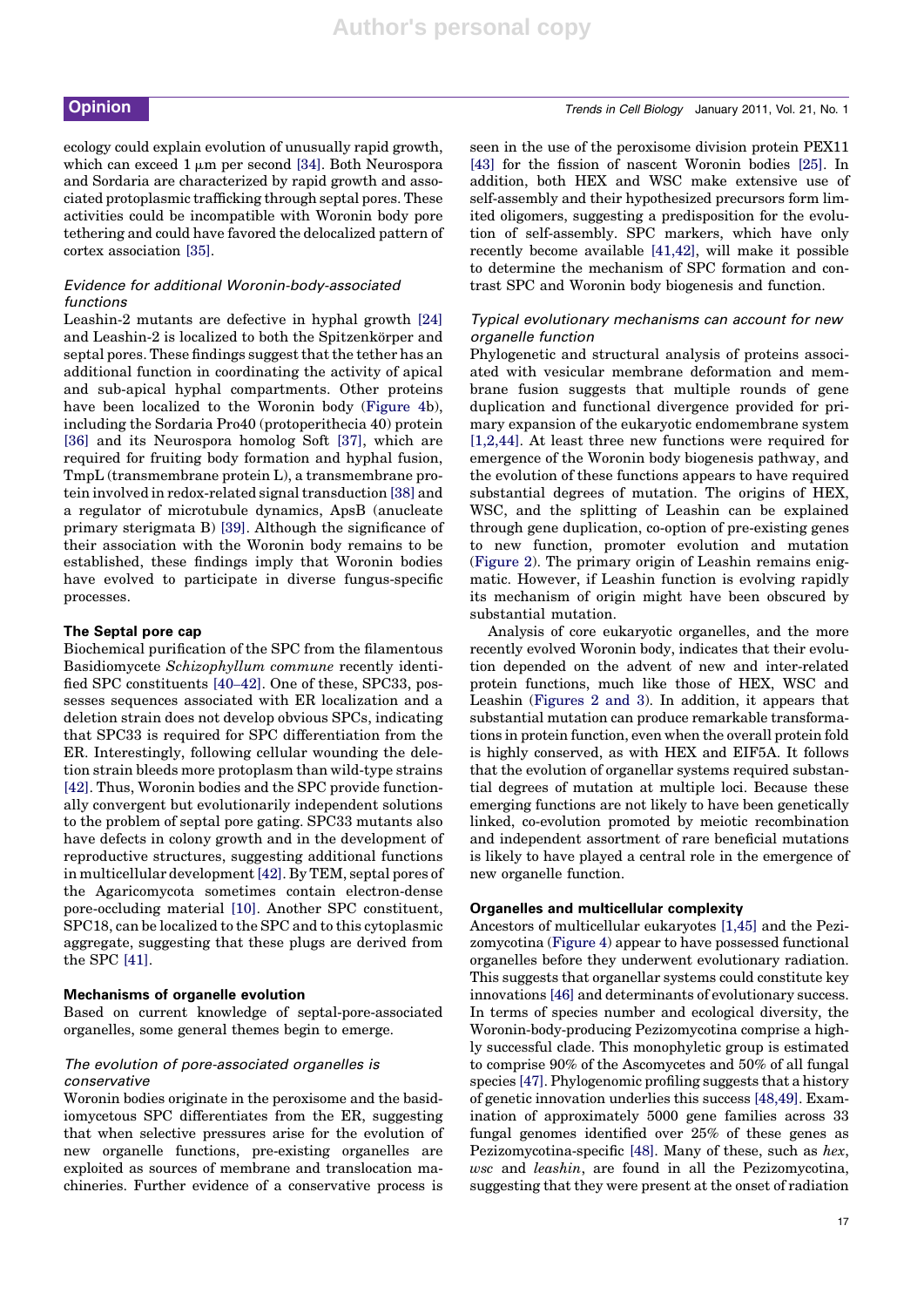ecology could explain evolution of unusually rapid growth, which can exceed 1 μm per second [34]. Both Neurospora and Sordaria are characterized by rapid growth and associated protoplasmic trafficking through septal pores. These activities could be incompatible with Woronin body pore tethering and could have favored the delocalized pattern of cortex association [35].

### *Evidence for additional Woronin-body-associated functions*

Leashin-2 mutants are defective in hyphal growth [24] and Leashin-2 is localized to both the Spitzenkörper and septal pores. These findings suggest that the tether has an additional function in coordinating the activity of apical and sub-apical hyphal compartments. Other proteins have been localized to the Woronin body (Figure 4b), including the Sordaria Pro40 (protoperithecia 40) protein [36] and its Neurospora homolog Soft [37], which are required for fruiting body formation and hyphal fusion, TmpL (transmembrane protein L), a transmembrane protein involved in redox-related signal transduction [38] and a regulator of microtubule dynamics, ApsB (anucleate primary sterigmata B) [39]. Although the significance of their association with the Woronin body remains to be established, these findings imply that Woronin bodies have evolved to participate in diverse fungus-specific processes.

## The Septal pore cap

Biochemical purification of the SPC from the filamentous Basidiomycete *Schizophyllum commune* recently identified SPC constituents [40–42]. One of these, SPC33, possesses sequences associated with ER localization and a deletion strain does not develop obvious SPCs, indicating that SPC33 is required for SPC differentiation from the ER. Interestingly, following cellular wounding the deletion strain bleeds more protoplasm than wild-type strains [42]. Thus, Woronin bodies and the SPC provide functionally convergent but evolutionarily independent solutions to the problem of septal pore gating. SPC33 mutants also have defects in colony growth and in the development of reproductive structures, suggesting additional functions in multicellular development [42]. By TEM, septal pores of the Agaricomycota sometimes contain electron-dense pore-occluding material [10]. Another SPC constituent, SPC18, can be localized to the SPC and to this cytoplasmic aggregate, suggesting that these plugs are derived from the SPC [41].

## Mechanisms of organelle evolution

Based on current knowledge of septal-pore-associated organelles, some general themes begin to emerge.

### *The evolution of pore-associated organelles is conservative*

Woronin bodies originate in the peroxisome and the basidiomycetous SPC differentiates from the ER, suggesting that when selective pressures arise for the evolution of new organelle functions, pre-existing organelles are exploited as sources of membrane and translocation machineries. Further evidence of a conservative process is seen in the use of the peroxisome division protein PEX11 [43] for the fission of nascent Woronin bodies [25]. In addition, both HEX and WSC make extensive use of self-assembly and their hypothesized precursors form limited oligomers, suggesting a predisposition for the evolution of self-assembly. SPC markers, which have only recently become available [41,42], will make it possible to determine the mechanism of SPC formation and contrast SPC and Woronin body biogenesis and function.

### *Typical evolutionary mechanisms can account for new organelle function*

Phylogenetic and structural analysis of proteins associated with vesicular membrane deformation and membrane fusion suggests that multiple rounds of gene duplication and functional divergence provided for primary expansion of the eukaryotic endomembrane system [1,2,44]. At least three new functions were required for emergence of the Woronin body biogenesis pathway, and the evolution of these functions appears to have required substantial degrees of mutation. The origins of HEX, WSC, and the splitting of Leashin can be explained through gene duplication, co-option of pre-existing genes to new function, promoter evolution and mutation (Figure 2). The primary origin of Leashin remains enigmatic. However, if Leashin function is evolving rapidly its mechanism of origin might have been obscured by substantial mutation.

Analysis of core eukaryotic organelles, and the more recently evolved Woronin body, indicates that their evolution depended on the advent of new and inter-related protein functions, much like those of HEX, WSC and Leashin (Figures 2 and 3). In addition, it appears that substantial mutation can produce remarkable transformations in protein function, even when the overall protein fold is highly conserved, as with HEX and EIF5A. It follows that the evolution of organellar systems required substantial degrees of mutation at multiple loci. Because these emerging functions are not likely to have been genetically linked, co-evolution promoted by meiotic recombination and independent assortment of rare beneficial mutations is likely to have played a central role in the emergence of new organelle function.

## Organelles and multicellular complexity

Ancestors of multicellular eukaryotes [1,45] and the Pezizomycotina (Figure 4) appear to have possessed functional organelles before they underwent evolutionary radiation. This suggests that organellar systems could constitute key innovations [46] and determinants of evolutionary success. In terms of species number and ecological diversity, the Woronin-body-producing Pezizomycotina comprise a highly successful clade. This monophyletic group is estimated to comprise 90% of the Ascomycetes and 50% of all fungal species [47]. Phylogenomic profiling suggests that a history of genetic innovation underlies this success [48,49]. Examination of approximately 5000 gene families across 33 fungal genomes identified over 25% of these genes as Pezizomycotina-specific [48]. Many of these, such as *hex*, *wsc* and *leashin*, are found in all the Pezizomycotina, suggesting that they were present at the onset of radiation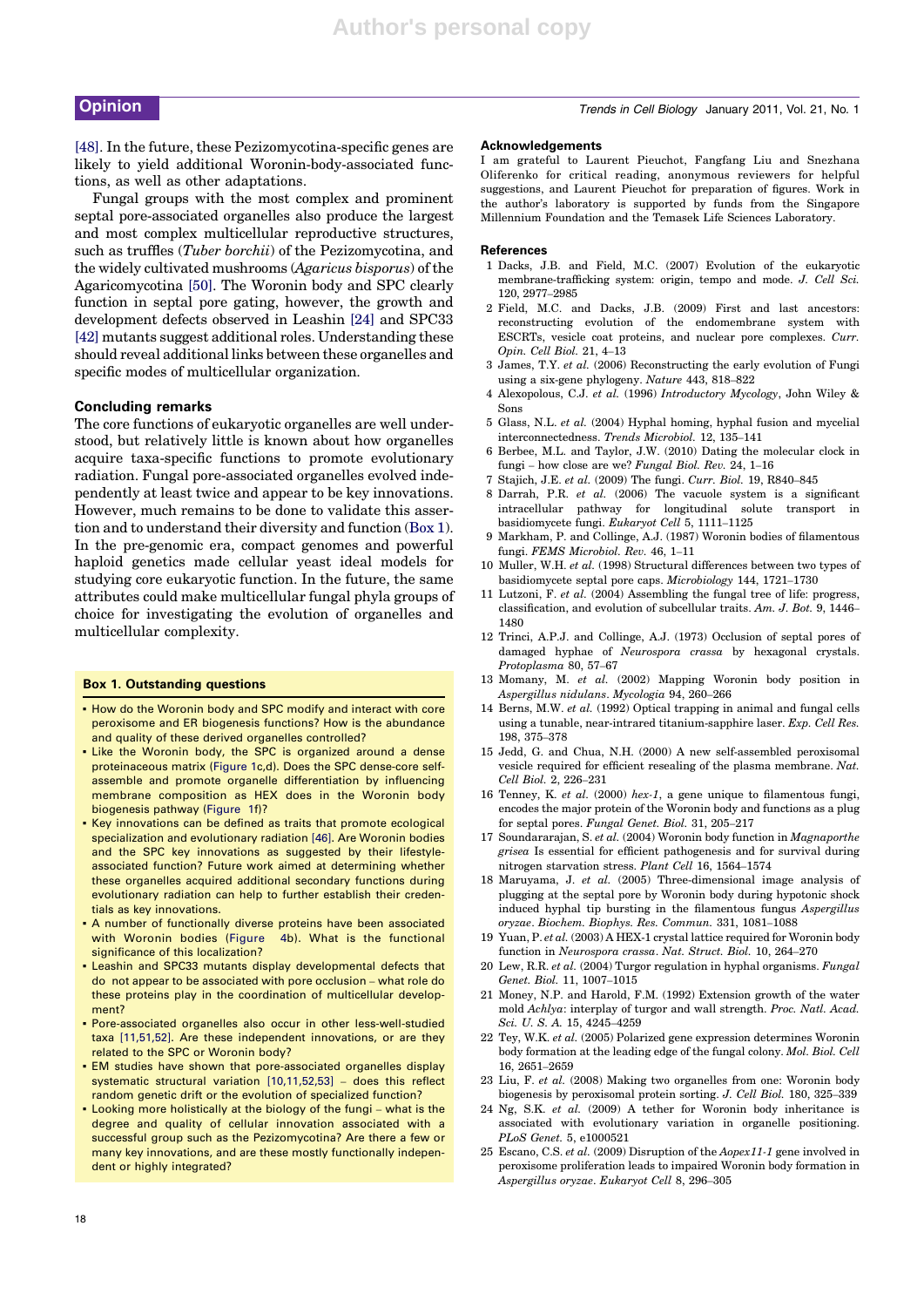[48]. In the future, these Pezizomycotina-specific genes are likely to yield additional Woronin-body-associated functions, as well as other adaptations.

Fungal groups with the most complex and prominent septal pore-associated organelles also produce the largest and most complex multicellular reproductive structures, such as truffles (*Tuber borchii*) of the Pezizomycotina, and the widely cultivated mushrooms (*Agaricus bisporus*) of the Agaricomycotina [50]. The Woronin body and SPC clearly function in septal pore gating, however, the growth and development defects observed in Leashin [24] and SPC33 [42] mutants suggest additional roles. Understanding these should reveal additional links between these organelles and specific modes of multicellular organization.

## Concluding remarks

The core functions of eukaryotic organelles are well understood, but relatively little is known about how organelles acquire taxa-specific functions to promote evolutionary radiation. Fungal pore-associated organelles evolved independently at least twice and appear to be key innovations. However, much remains to be done to validate this assertion and to understand their diversity and function (Box 1). In the pre-genomic era, compact genomes and powerful haploid genetics made cellular yeast ideal models for studying core eukaryotic function. In the future, the same attributes could make multicellular fungal phyla groups of choice for investigating the evolution of organelles and multicellular complexity.

### Box 1. Outstanding questions

- How do the Woronin body and SPC modify and interact with core peroxisome and ER biogenesis functions? How is the abundance and quality of these derived organelles controlled?
- Like the Woronin body, the SPC is organized around a dense proteinaceous matrix (Figure 1c,d). Does the SPC dense-core self-assemble and promote organelle differentiation by influencing membrane composition as HEX does in the Woronin body biogenesis pathway (Figure 1f)?
- Key innovations can be defined as traits that promote ecological specialization and evolutionary radiation [46]. Are Woronin bodies and the SPC key innovations as suggested by their lifestyle-associated function? Future work aimed at determining whether these organelles acquired additional secondary functions during evolutionary radiation can help to further establish their credentials as key innovations.
- A number of functionally diverse proteins have been associated with Woronin bodies (Figure 4b). What is the functional significance of this localization?
- Leashin and SPC33 mutants display developmental defects that do not appear to be associated with pore occlusion – what role do these proteins play in the coordination of multicellular development?
- Pore-associated organelles also occur in other less-well-studied taxa [11,51,52]. Are these independent innovations, or are they related to the SPC or Woronin body?
- EM studies have shown that pore-associated organelles display systematic structural variation [10,11,52,53] – does this reflect random genetic drift or the evolution of specialized function?
- Looking more holistically at the biology of the fungi – what is the degree and quality of cellular innovation associated with a successful group such as the Pezizomycotina? Are there a few or many key innovations, and are these mostly functionally independent or highly integrated?

## Acknowledgements

I am grateful to Laurent Pieuchot, Fangfang Liu and Snezhana Oliferenko for critical reading, anonymous reviewers for helpful suggestions, and Laurent Pieuchot for preparation of figures. Work in the author's laboratory is supported by funds from the Singapore Millennium Foundation and the Temasek Life Sciences Laboratory.

## References

1 Dacks, J.B. and Field, M.C. (2007) Evolution of the eukaryotic membrane-trafficking system: origin, tempo and mode. *J. Cell Sci.* 120, 2977–2985

2 Field, M.C. and Dacks, J.B. (2009) First and last ancestors: reconstructing evolution of the endomembrane system with ESCRTs, vesicle coat proteins, and nuclear pore complexes. *Curr. Opin. Cell Biol.* 21, 4–13

3 James, T.Y. *et al.* (2006) Reconstructing the early evolution of Fungi using a six-gene phylogeny. *Nature* 443, 818–822

4 Alexopolous, C.J. *et al.* (1996) *Introductory Mycology*, John Wiley & Sons

5 Glass, N.L. *et al.* (2004) Hyphal homing, hyphal fusion and mycelial interconnectedness. *Trends Microbiol.* 12, 135–141

6 Berbee, M.L. and Taylor, J.W. (2010) Dating the molecular clock in fungi – how close are we? *Fungal Biol. Rev.* 24, 1–16

7 Stajich, J.E. *et al.* (2009) The fungi. *Curr. Biol.* 19, R840–845

8 Darrah, P.R. *et al.* (2006) The vacuole system is a significant intracellular pathway for longitudinal solute transport in basidiomycete fungi. *Eukaryot Cell* 5, 1111–1125

9 Markham, P. and Collinge, A.J. (1987) Woronin bodies of filamentous fungi. *FEMS Microbiol. Rev.* 46, 1–11

10 Muller, W.H. *et al.* (1998) Structural differences between two types of basidiomycete septal pore caps. *Microbiology* 144, 1721–1730

11 Lutzoni, F. *et al.* (2004) Assembling the fungal tree of life: progress, classification, and evolution of subcellular traits. *Am. J. Bot.* 9, 1446–1480

12 Trinci, A.P.J. and Collinge, A.J. (1973) Occlusion of septal pores of damaged hyphae of *Neurospora crassa* by hexagonal crystals. *Protoplasma* 80, 57–67

13 Momany, M. *et al.* (2002) Mapping Woronin body position in *Aspergillus nidulans*. *Mycologia* 94, 260–266

14 Berns, M.W. *et al.* (1992) Optical trapping in animal and fungal cells using a tunable, near-intrared titanium-sapphire laser. *Exp. Cell Res.* 198, 375–378

15 Jedd, G. and Chua, N.H. (2000) A new self-assembled peroxisomal vesicle required for efficient resealing of the plasma membrane. *Nat. Cell Biol.* 2, 226–231

16 Tenney, K. *et al.* (2000) *hex-1*, a gene unique to filamentous fungi, encodes the major protein of the Woronin body and functions as a plug for septal pores. *Fungal Genet. Biol.* 31, 205–217

17 Soundararajan, S. *et al.* (2004) Woronin body function in *Magnaporthe grisea* Is essential for efficient pathogenesis and for survival during nitrogen starvation stress. *Plant Cell* 16, 1564–1574

18 Maruyama, J. *et al.* (2005) Three-dimensional image analysis of plugging at the septal pore by Woronin body during hypotonic shock induced hyphal tip bursting in the filamentous fungus *Aspergillus oryzae*. *Biochem. Biophys. Res. Commun.* 331, 1081–1088

19 Yuan, P. *et al.* (2003) A HEX-1 crystal lattice required for Woronin body function in *Neurospora crassa*. *Nat. Struct. Biol.* 10, 264–270

20 Lew, R.R. *et al.* (2004) Turgor regulation in hyphal organisms. *Fungal Genet. Biol.* 11, 1007–1015

21 Money, N.P. and Harold, F.M. (1992) Extension growth of the water mold *Achlya*: interplay of turgor and wall strength. *Proc. Natl. Acad. Sci. U. S. A.* 15, 4245–4259

22 Tey, W.K. *et al.* (2005) Polarized gene expression determines Woronin body formation at the leading edge of the fungal colony. *Mol. Biol. Cell* 16, 2651–2659

23 Liu, F. *et al.* (2008) Making two organelles from one: Woronin body biogenesis by peroxisomal protein sorting. *J. Cell Biol.* 180, 325–339

24 Ng, S.K. *et al.* (2009) A tether for Woronin body inheritance is associated with evolutionary variation in organelle positioning. *PLoS Genet.* 5, e1000521

25 Escano, C.S. *et al.* (2009) Disruption of the *Aopex11-1* gene involved in peroxisome proliferation leads to impaired Woronin body formation in *Aspergillus oryzae*. *Eukaryot Cell* 8, 296–305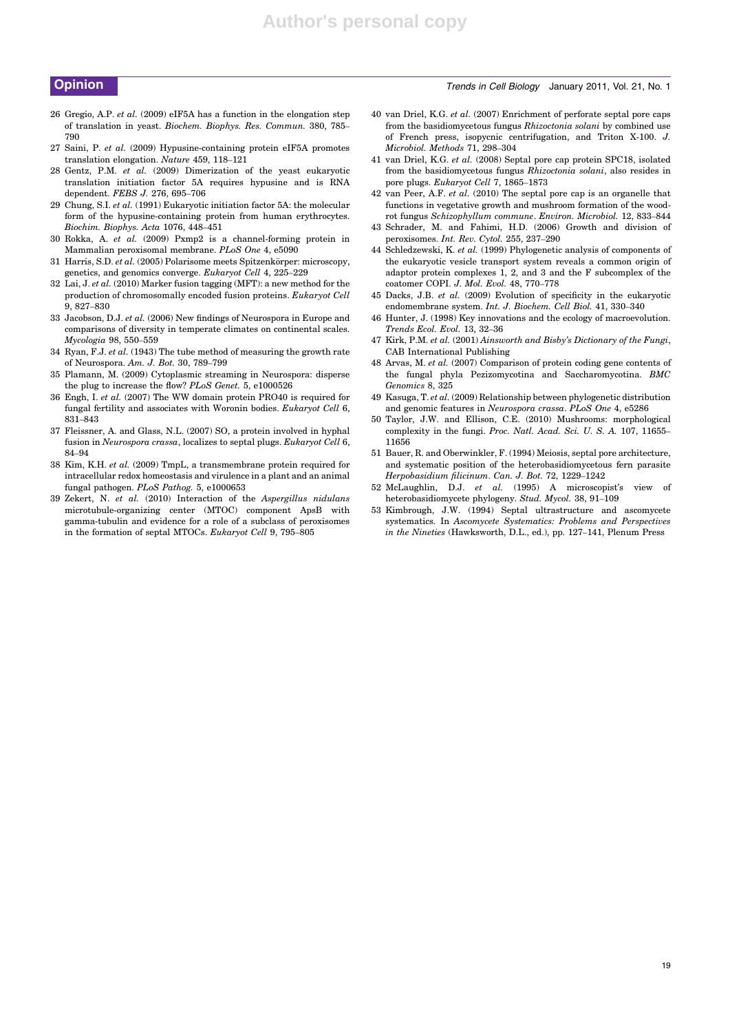26 Gregio, A.P. *et al.* (2009) eIF5A has a function in the elongation step of translation in yeast. *Biochem. Biophys. Res. Commun.* 380, 785–790

27 Saini, P. *et al.* (2009) Hypusine-containing protein eIF5A promotes translation elongation. *Nature* 459, 118–121

28 Gentz, P.M. *et al.* (2009) Dimerization of the yeast eukaryotic translation initiation factor 5A requires hypusine and is RNA dependent. *FEBS J.* 276, 695–706

29 Chung, S.I. *et al.* (1991) Eukaryotic initiation factor 5A: the molecular form of the hypusine-containing protein from human erythrocytes. *Biochim. Biophys. Acta* 1076, 448–451

30 Rokka, A. *et al.* (2009) Pxmp2 is a channel-forming protein in Mammalian peroxisomal membrane. *PLoS One* 4, e5090

31 Harris, S.D. *et al.* (2005) Polarisome meets Spitzenkörper: microscopy, genetics, and genomics converge. *Eukaryot Cell* 4, 225–229

32 Lai, J. *et al.* (2010) Marker fusion tagging (MFT): a new method for the production of chromosomally encoded fusion proteins. *Eukaryot Cell* 9, 827–830

33 Jacobson, D.J. *et al.* (2006) New findings of Neurospora in Europe and comparisons of diversity in temperate climates on continental scales. *Mycologia* 98, 550–559

34 Ryan, F.J. *et al.* (1943) The tube method of measuring the growth rate of Neurospora. *Am. J. Bot.* 30, 789–799

35 Plamann, M. (2009) Cytoplasmic streaming in Neurospora: disperse the plug to increase the flow? *PLoS Genet.* 5, e1000526

36 Engh, I. *et al.* (2007) The WW domain protein PRO40 is required for fungal fertility and associates with Woronin bodies. *Eukaryot Cell* 6, 831–843

37 Fleissner, A. and Glass, N.L. (2007) SO, a protein involved in hyphal fusion in *Neurospora crassa*, localizes to septal plugs. *Eukaryot Cell* 6, 84–94

38 Kim, K.H. *et al.* (2009) TmpL, a transmembrane protein required for intracellular redox homeostasis and virulence in a plant and an animal fungal pathogen. *PLoS Pathog.* 5, e1000653

39 Zekert, N. *et al.* (2010) Interaction of the *Aspergillus nidulans* microtubule-organizing center (MTOC) component ApsB with gamma-tubulin and evidence for a role of a subclass of peroxisomes in the formation of septal MTOCs. *Eukaryot Cell* 9, 795–805

40 van Driel, K.G. *et al.* (2007) Enrichment of perforate septal pore caps from the basidiomycetous fungus *Rhizoctonia solani* by combined use of French press, isopycnic centrifugation, and Triton X-100. *J. Microbiol. Methods* 71, 298–304

41 van Driel, K.G. *et al.* (2008) Septal pore cap protein SPC18, isolated from the basidiomycetous fungus *Rhizoctonia solani*, also resides in pore plugs. *Eukaryot Cell* 7, 1865–1873

42 van Peer, A.F. *et al.* (2010) The septal pore cap is an organelle that functions in vegetative growth and mushroom formation of the wood-rot fungus *Schizophyllum commune*. *Environ. Microbiol.* 12, 833–844

43 Schrader, M. and Fahimi, H.D. (2006) Growth and division of peroxisomes. *Int. Rev. Cytol.* 255, 237–290

44 Schledzewski, K. *et al.* (1999) Phylogenetic analysis of components of the eukaryotic vesicle transport system reveals a common origin of adaptor protein complexes 1, 2, and 3 and the F subcomplex of the coatomer COPI. *J. Mol. Evol.* 48, 770–778

45 Dacks, J.B. *et al.* (2009) Evolution of specificity in the eukaryotic endomembrane system. *Int. J. Biochem. Cell Biol.* 41, 330–340

46 Hunter, J. (1998) Key innovations and the ecology of macroevolution. *Trends Ecol. Evol.* 13, 32–36

47 Kirk, P.M. *et al.* (2001) *Ainsworth and Bisby's Dictionary of the Fungi*, CAB International Publishing

48 Arvas, M. *et al.* (2007) Comparison of protein coding gene contents of the fungal phyla Pezizomycotina and Saccharomycotina. *BMC Genomics* 8, 325

49 Kasuga, T. *et al.* (2009) Relationship between phylogenetic distribution and genomic features in *Neurospora crassa*. *PLoS One* 4, e5286

50 Taylor, J.W. and Ellison, C.E. (2010) Mushrooms: morphological complexity in the fungi. *Proc. Natl. Acad. Sci. U. S. A.* 107, 11655–11656

51 Bauer, R. and Oberwinkler, F. (1994) Meiosis, septal pore architecture, and systematic position of the heterobasidiomycetous fern parasite *Herpobasidium filicinum*. *Can. J. Bot.* 72, 1229–1242

52 McLaughlin, D.J. *et al.* (1995) A microscopist's view of heterobasidiomycete phylogeny. *Stud. Mycol.* 38, 91–109

53 Kimbrough, J.W. (1994) Septal ultrastructure and ascomycete systematics. In *Ascomycete Systematics: Problems and Perspectives in the Nineties* (Hawksworth, D.L., ed.), pp. 127–141, Plenum Press